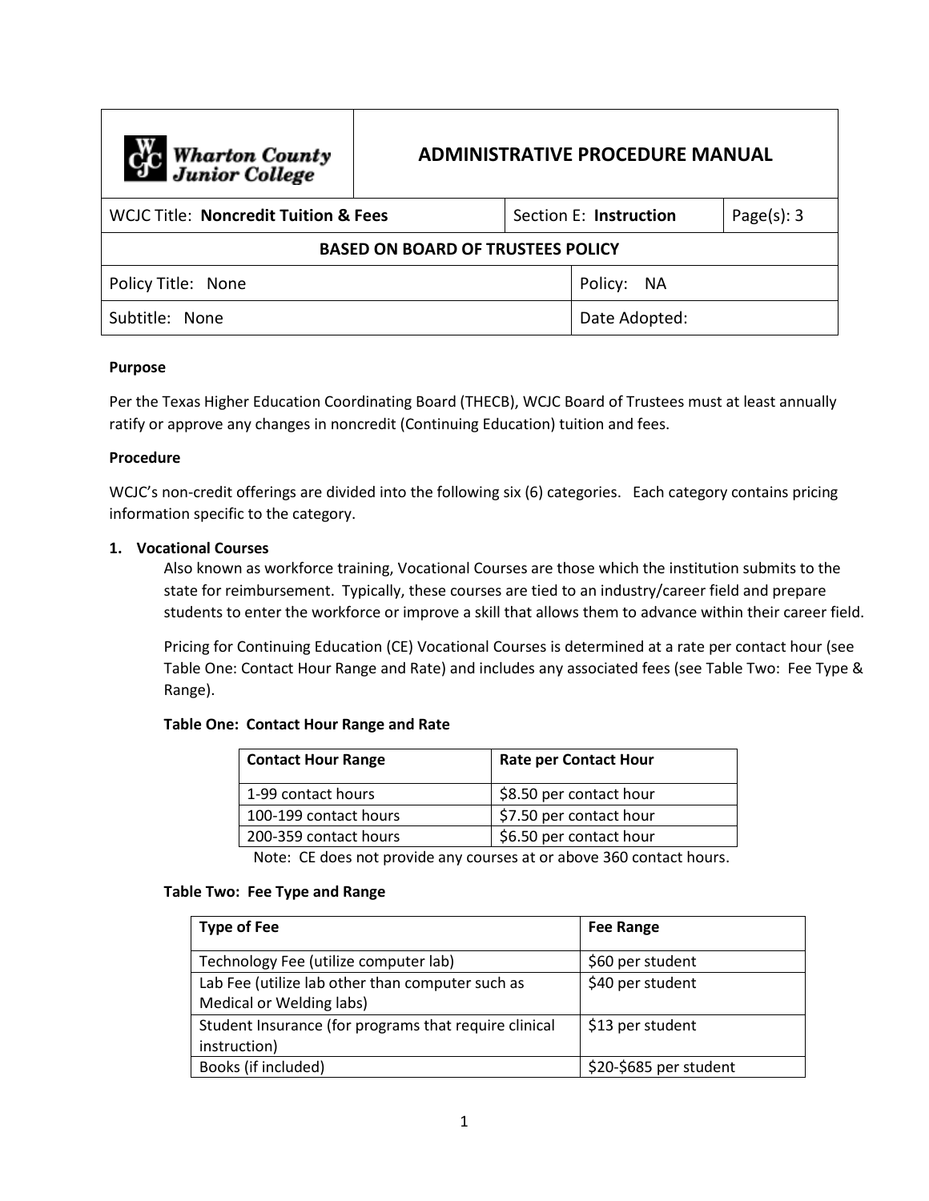| Wharton County Junior College | ADMINISTRATIVE PROCEDURE MANUAL | | |
|---|---|---|---|
| WCJC Title: **Noncredit Tuition & Fees** | | Section E: **Instruction** | Page(s): 3 |
| **BASED ON BOARD OF TRUSTEES POLICY** | | | |
| Policy Title: None | | Policy: NA | |
| Subtitle: None | | Date Adopted: | |

**Purpose**

Per the Texas Higher Education Coordinating Board (THECB), WCJC Board of Trustees must at least annually ratify or approve any changes in noncredit (Continuing Education) tuition and fees.

**Procedure**

WCJC's non-credit offerings are divided into the following six (6) categories. Each category contains pricing information specific to the category.

**1. Vocational Courses**

Also known as workforce training, Vocational Courses are those which the institution submits to the state for reimbursement. Typically, these courses are tied to an industry/career field and prepare students to enter the workforce or improve a skill that allows them to advance within their career field.

Pricing for Continuing Education (CE) Vocational Courses is determined at a rate per contact hour (see Table One: Contact Hour Range and Rate) and includes any associated fees (see Table Two: Fee Type & Range).

**Table One: Contact Hour Range and Rate**

| Contact Hour Range | Rate per Contact Hour |
|---|---|
| 1-99 contact hours | $8.50 per contact hour |
| 100-199 contact hours | $7.50 per contact hour |
| 200-359 contact hours | $6.50 per contact hour |

Note: CE does not provide any courses at or above 360 contact hours.

**Table Two: Fee Type and Range**

| Type of Fee | Fee Range |
|---|---|
| Technology Fee (utilize computer lab) | $60 per student |
| Lab Fee (utilize lab other than computer such as Medical or Welding labs) | $40 per student |
| Student Insurance (for programs that require clinical instruction) | $13 per student |
| Books (if included) | $20-$685 per student |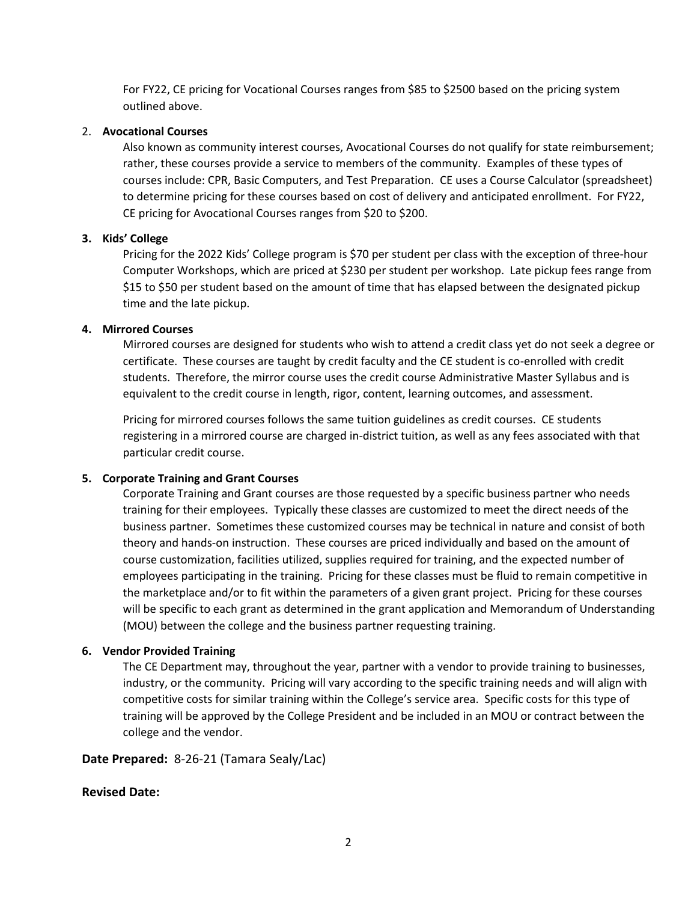For FY22, CE pricing for Vocational Courses ranges from $85 to $2500 based on the pricing system outlined above.

2. **Avocational Courses**

   Also known as community interest courses, Avocational Courses do not qualify for state reimbursement; rather, these courses provide a service to members of the community. Examples of these types of courses include: CPR, Basic Computers, and Test Preparation. CE uses a Course Calculator (spreadsheet) to determine pricing for these courses based on cost of delivery and anticipated enrollment. For FY22, CE pricing for Avocational Courses ranges from $20 to $200.

3. **Kids' College**

   Pricing for the 2022 Kids' College program is $70 per student per class with the exception of three-hour Computer Workshops, which are priced at $230 per student per workshop. Late pickup fees range from $15 to $50 per student based on the amount of time that has elapsed between the designated pickup time and the late pickup.

4. **Mirrored Courses**

   Mirrored courses are designed for students who wish to attend a credit class yet do not seek a degree or certificate. These courses are taught by credit faculty and the CE student is co-enrolled with credit students. Therefore, the mirror course uses the credit course Administrative Master Syllabus and is equivalent to the credit course in length, rigor, content, learning outcomes, and assessment.

   Pricing for mirrored courses follows the same tuition guidelines as credit courses. CE students registering in a mirrored course are charged in-district tuition, as well as any fees associated with that particular credit course.

5. **Corporate Training and Grant Courses**

   Corporate Training and Grant courses are those requested by a specific business partner who needs training for their employees. Typically these classes are customized to meet the direct needs of the business partner. Sometimes these customized courses may be technical in nature and consist of both theory and hands-on instruction. These courses are priced individually and based on the amount of course customization, facilities utilized, supplies required for training, and the expected number of employees participating in the training. Pricing for these classes must be fluid to remain competitive in the marketplace and/or to fit within the parameters of a given grant project. Pricing for these courses will be specific to each grant as determined in the grant application and Memorandum of Understanding (MOU) between the college and the business partner requesting training.

6. **Vendor Provided Training**

   The CE Department may, throughout the year, partner with a vendor to provide training to businesses, industry, or the community. Pricing will vary according to the specific training needs and will align with competitive costs for similar training within the College's service area. Specific costs for this type of training will be approved by the College President and be included in an MOU or contract between the college and the vendor.

**Date Prepared:** 8-26-21 (Tamara Sealy/Lac)

**Revised Date:**